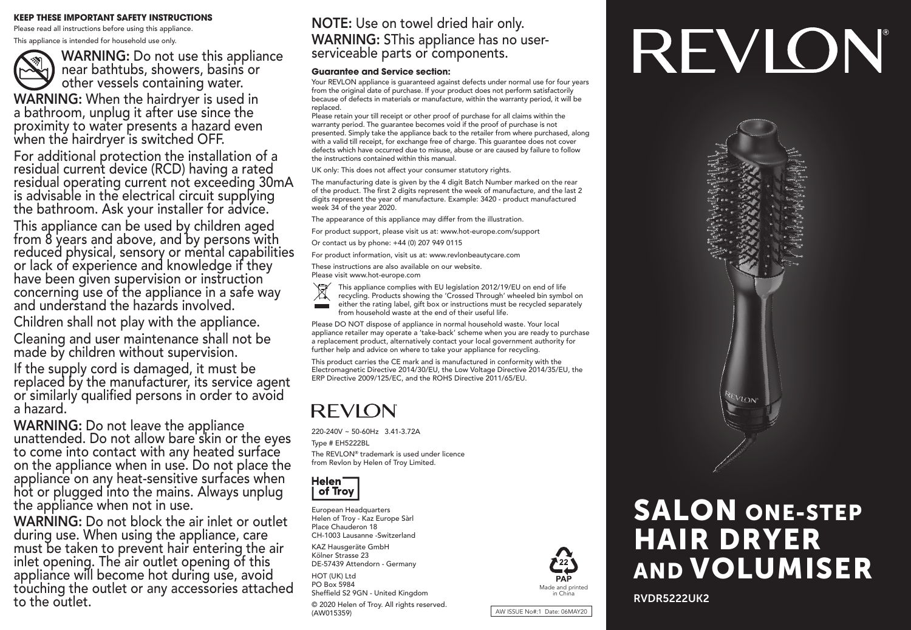**KEEP THESE IMPORTANT SAFETY INSTRUCTIONS**

Please read all instructions before using this appliance.

This appliance is intended for household use only.

**WARNING:** Do not use this appliance near bathtubs, showers, basins or other vessels containing water.

**WARNING:** When the hairdryer is used in a bathroom, unplug it after use since the proximity to water presents a hazard even when the hairdryer is switched OFF.

For additional protection the installation of a residual current device (RCD) having a rated residual operating current not exceeding 30mA is advisable in the electrical circuit supplying the bathroom. Ask your installer for advice.

This appliance can be used by children aged from 8 years and above, and by persons with reduced physical, sensory or mental capabilities or lack of experience and knowledge if they have been given supervision or instruction concerning use of the appliance in a safe way and understand the hazards involved.

Children shall not play with the appliance.

Cleaning and user maintenance shall not be made by children without supervision.

If the supply cord is damaged, it must be replaced by the manufacturer, its service agent or similarly qualified persons in order to avoid a hazard.

**WARNING:** Do not leave the appliance unattended. Do not allow bare skin or the eyes to come into contact with any heated surface on the appliance when in use. Do not place the appliance on any heat-sensitive surfaces when hot or plugged into the mains. Always unplug the appliance when not in use.

**WARNING:** Do not block the air inlet or outlet during use. When using the appliance, care must be taken to prevent hair entering the air inlet opening. The air outlet opening of this appliance will become hot during use, avoid touching the outlet or any accessories attached to the outlet.

**NOTE:** Use on towel dried hair only.

**WARNING:** SThis appliance has no user-serviceable parts or components.

**Guarantee and Service section:**

Your REVLON appliance is guaranteed against defects under normal use for four years from the original date of purchase. If your product does not perform satisfactorily because of defects in materials or manufacture, within the warranty period, it will be replaced.

Please retain your till receipt or other proof of purchase for all claims within the warranty period. The guarantee becomes void if the proof of purchase is not presented. Simply take the appliance back to the retailer from where purchased, along with a valid till receipt, for exchange free of charge. This guarantee does not cover defects which have occurred due to misuse, abuse or are caused by failure to follow the instructions contained within this manual.

UK only: This does not affect your consumer statutory rights.

The manufacturing date is given by the 4 digit Batch Number marked on the rear of the product. The first 2 digits represent the week of manufacture, and the last 2 digits represent the year of manufacture. Example: 3420 - product manufactured week 34 of the year 2020.

The appearance of this appliance may differ from the illustration.

For product support, please visit us at: www.hot-europe.com/support

Or contact us by phone: +44 (0) 207 949 0115

For product information, visit us at: www.revlonbeautycare.com

These instructions are also available on our website.
Please visit www.hot-europe.com

This appliance complies with EU legislation 2012/19/EU on end of life recycling. Products showing the 'Crossed Through' wheeled bin symbol on either the rating label, gift box or instructions must be recycled separately from household waste at the end of their useful life.

Please DO NOT dispose of appliance in normal household waste. Your local appliance retailer may operate a 'take-back' scheme when you are ready to purchase a replacement product, alternatively contact your local government authority for further help and advice on where to take your appliance for recycling.

This product carries the CE mark and is manufactured in conformity with the Electromagnetic Directive 2014/30/EU, the Low Voltage Directive 2014/35/EU, the ERP Directive 2009/125/EC, and the ROHS Directive 2011/65/EU.

REVLON

220-240V ~ 50-60Hz 3.41-3.72A

Type # EH5222BL

The REVLON® trademark is used under licence from Revlon by Helen of Troy Limited.

Helen of Troy

European Headquarters
Helen of Troy - Kaz Europe Sàrl
Place Chauderon 18
CH-1003 Lausanne -Switzerland

KAZ Hausgeräte GmbH
Kölner Strasse 23
DE-57439 Attendorn - Germany

HOT (UK) Ltd
PO Box 5984
Sheffield S2 9GN - United Kingdom

© 2020 Helen of Troy. All rights reserved.
(AW015359)

22 PAP
Made and printed in China

AW ISSUE No#:1 Date: 06MAY20

# REVLON®

# SALON ONE-STEP HAIR DRYER AND VOLUMISER

RVDR5222UK2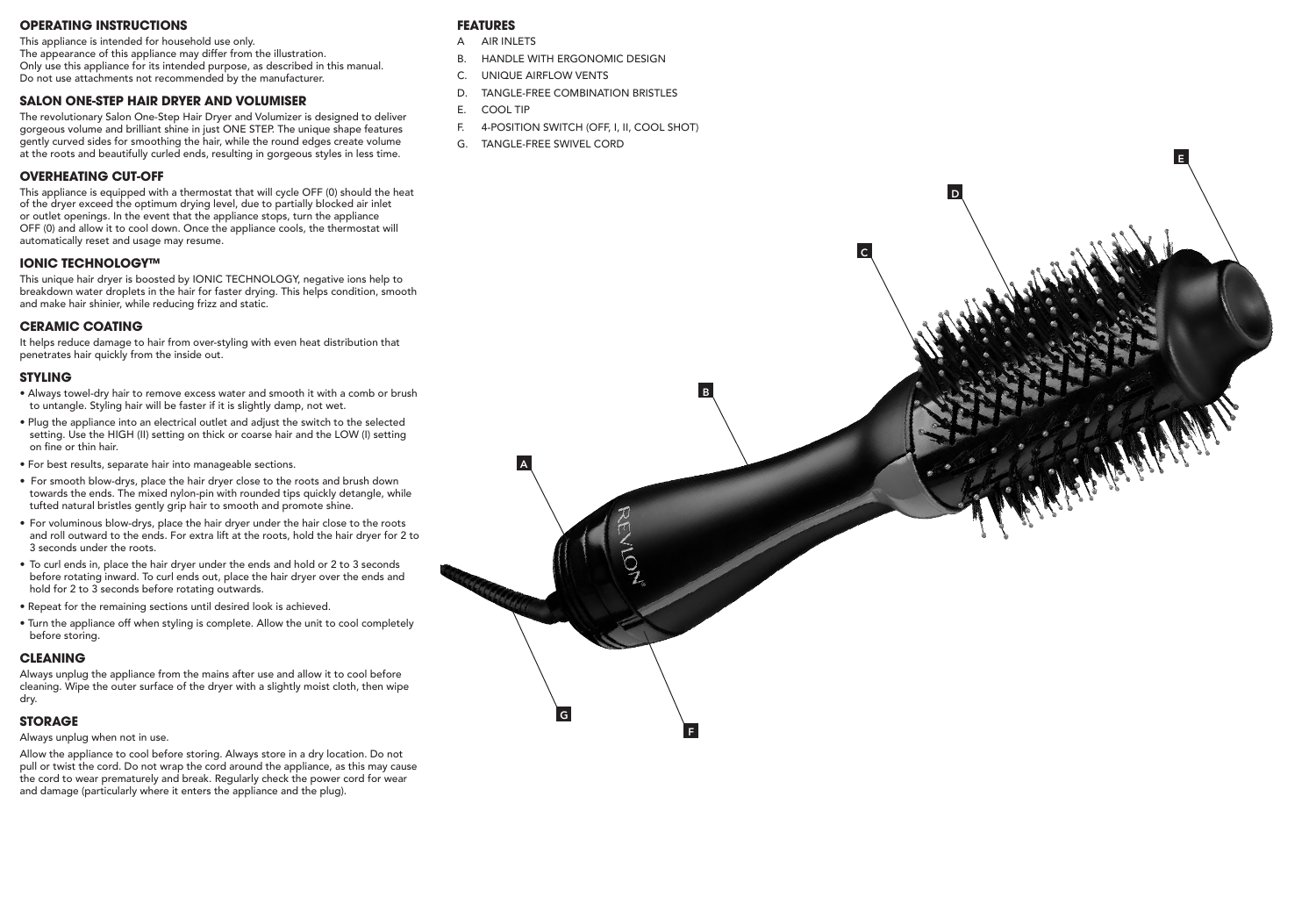## OPERATING INSTRUCTIONS

This appliance is intended for household use only.
The appearance of this appliance may differ from the illustration.
Only use this appliance for its intended purpose, as described in this manual.
Do not use attachments not recommended by the manufacturer.

## SALON ONE-STEP HAIR DRYER AND VOLUMISER

The revolutionary Salon One-Step Hair Dryer and Volumizer is designed to deliver gorgeous volume and brilliant shine in just ONE STEP. The unique shape features gently curved sides for smoothing the hair, while the round edges create volume at the roots and beautifully curled ends, resulting in gorgeous styles in less time.

## OVERHEATING CUT-OFF

This appliance is equipped with a thermostat that will cycle OFF (0) should the heat of the dryer exceed the optimum drying level, due to partially blocked air inlet or outlet openings. In the event that the appliance stops, turn the appliance OFF (0) and allow it to cool down. Once the appliance cools, the thermostat will automatically reset and usage may resume.

## IONIC TECHNOLOGY™

This unique hair dryer is boosted by IONIC TECHNOLOGY, negative ions help to breakdown water droplets in the hair for faster drying. This helps condition, smooth and make hair shinier, while reducing frizz and static.

## CERAMIC COATING

It helps reduce damage to hair from over-styling with even heat distribution that penetrates hair quickly from the inside out.

## STYLING

- Always towel-dry hair to remove excess water and smooth it with a comb or brush to untangle. Styling hair will be faster if it is slightly damp, not wet.
- Plug the appliance into an electrical outlet and adjust the switch to the selected setting. Use the HIGH (II) setting on thick or coarse hair and the LOW (I) setting on fine or thin hair.
- For best results, separate hair into manageable sections.
- For smooth blow-drys, place the hair dryer close to the roots and brush down towards the ends. The mixed nylon-pin with rounded tips quickly detangle, while tufted natural bristles gently grip hair to smooth and promote shine.
- For voluminous blow-drys, place the hair dryer under the hair close to the roots and roll outward to the ends. For extra lift at the roots, hold the hair dryer for 2 to 3 seconds under the roots.
- To curl ends in, place the hair dryer under the ends and hold or 2 to 3 seconds before rotating inward. To curl ends out, place the hair dryer over the ends and hold for 2 to 3 seconds before rotating outwards.
- Repeat for the remaining sections until desired look is achieved.
- Turn the appliance off when styling is complete. Allow the unit to cool completely before storing.

## CLEANING

Always unplug the appliance from the mains after use and allow it to cool before cleaning. Wipe the outer surface of the dryer with a slightly moist cloth, then wipe dry.

## STORAGE

Always unplug when not in use.

Allow the appliance to cool before storing. Always store in a dry location. Do not pull or twist the cord. Do not wrap the cord around the appliance, as this may cause the cord to wear prematurely and break. Regularly check the power cord for wear and damage (particularly where it enters the appliance and the plug).

## FEATURES

- A AIR INLETS
- B. HANDLE WITH ERGONOMIC DESIGN
- C. UNIQUE AIRFLOW VENTS
- D. TANGLE-FREE COMBINATION BRISTLES
- E. COOL TIP
- F. 4-POSITION SWITCH (OFF, I, II, COOL SHOT)
- G. TANGLE-FREE SWIVEL CORD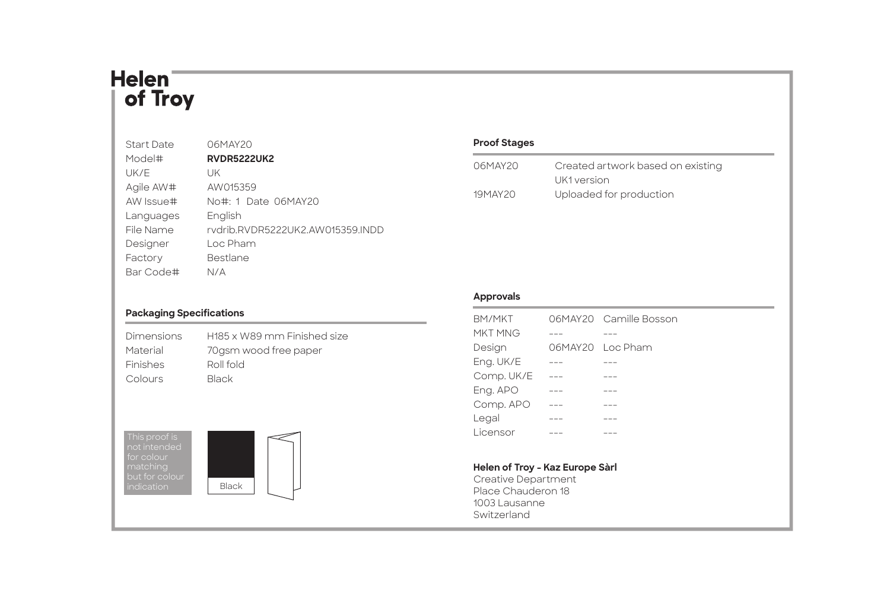# Helen of Troy

| | |
|---|---|
| Start Date | 06MAY20 |
| Model# | **RVDR5222UK2** |
| UK/E | UK |
| Agile AW# | AW015359 |
| AW Issue# | No#: 1 Date 06MAY20 |
| Languages | English |
| File Name | rvdrib.RVDR5222UK2.AW015359.INDD |
| Designer | Loc Pham |
| Factory | Bestlane |
| Bar Code# | N/A |

### Packaging Specifications

| | |
|---|---|
| Dimensions | H185 x W89 mm Finished size |
| Material | 70gsm wood free paper |
| Finishes | Roll fold |
| Colours | Black |

This proof is not intended for colour matching but for colour indication

Black

### Proof Stages

| | |
|---|---|
| 06MAY20 | Created artwork based on existing UK1 version |
| 19MAY20 | Uploaded for production |

### Approvals

| | | |
|---|---|---|
| BM/MKT | 06MAY20 | Camille Bosson |
| MKT MNG | --- | --- |
| Design | 06MAY20 | Loc Pham |
| Eng. UK/E | --- | --- |
| Comp. UK/E | --- | --- |
| Eng. APO | --- | --- |
| Comp. APO | --- | --- |
| Legal | --- | --- |
| Licensor | --- | --- |

**Helen of Troy - Kaz Europe Sàrl**
Creative Department
Place Chauderon 18
1003 Lausanne
Switzerland